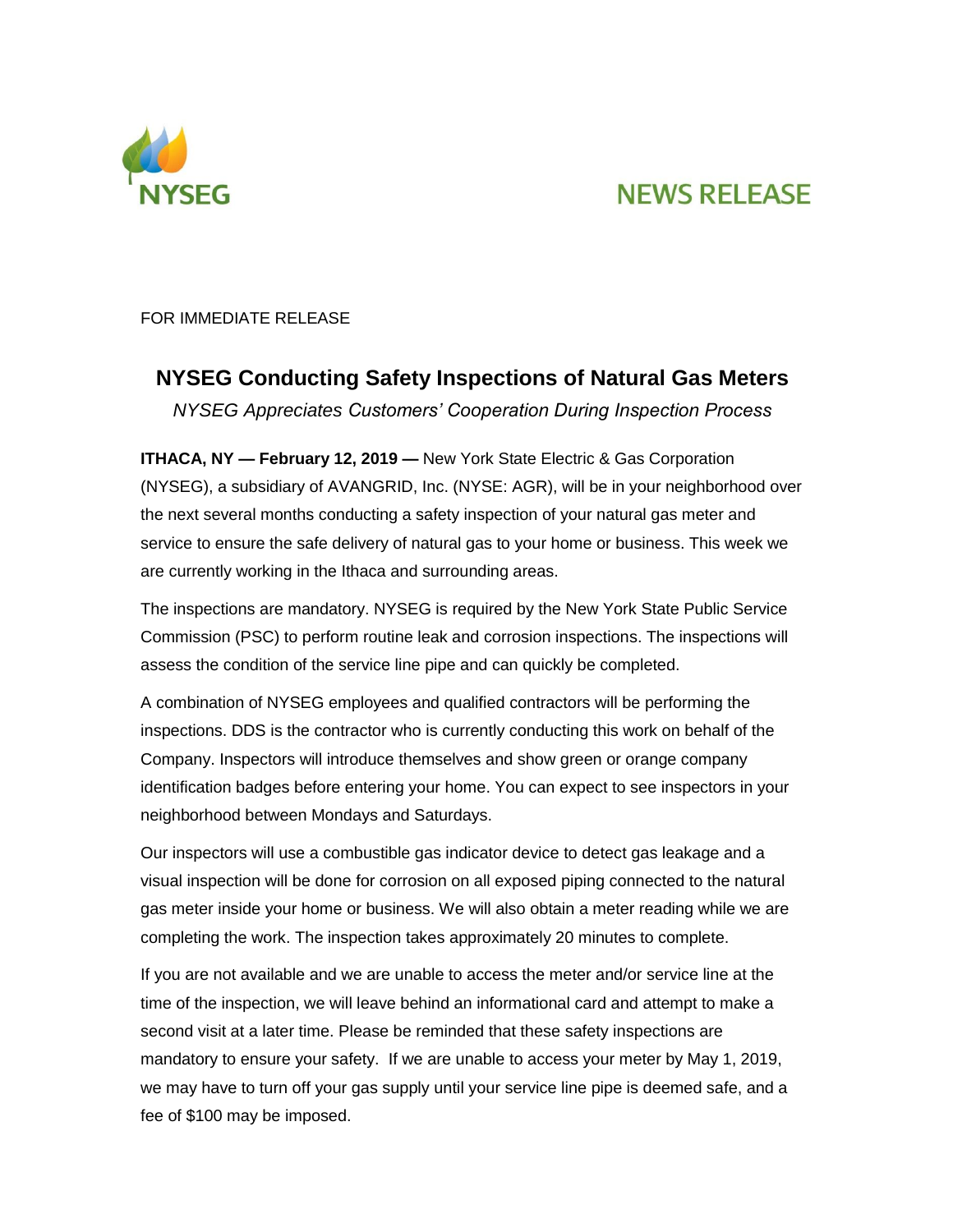NYSEG

NEWS RELEASE

FOR IMMEDIATE RELEASE

# NYSEG Conducting Safety Inspections of Natural Gas Meters

*NYSEG Appreciates Customers' Cooperation During Inspection Process*

**ITHACA, NY — February 12, 2019 —** New York State Electric & Gas Corporation (NYSEG), a subsidiary of AVANGRID, Inc. (NYSE: AGR), will be in your neighborhood over the next several months conducting a safety inspection of your natural gas meter and service to ensure the safe delivery of natural gas to your home or business. This week we are currently working in the Ithaca and surrounding areas.

The inspections are mandatory. NYSEG is required by the New York State Public Service Commission (PSC) to perform routine leak and corrosion inspections. The inspections will assess the condition of the service line pipe and can quickly be completed.

A combination of NYSEG employees and qualified contractors will be performing the inspections. DDS is the contractor who is currently conducting this work on behalf of the Company. Inspectors will introduce themselves and show green or orange company identification badges before entering your home. You can expect to see inspectors in your neighborhood between Mondays and Saturdays.

Our inspectors will use a combustible gas indicator device to detect gas leakage and a visual inspection will be done for corrosion on all exposed piping connected to the natural gas meter inside your home or business. We will also obtain a meter reading while we are completing the work. The inspection takes approximately 20 minutes to complete.

If you are not available and we are unable to access the meter and/or service line at the time of the inspection, we will leave behind an informational card and attempt to make a second visit at a later time. Please be reminded that these safety inspections are mandatory to ensure your safety. If we are unable to access your meter by May 1, 2019, we may have to turn off your gas supply until your service line pipe is deemed safe, and a fee of $100 may be imposed.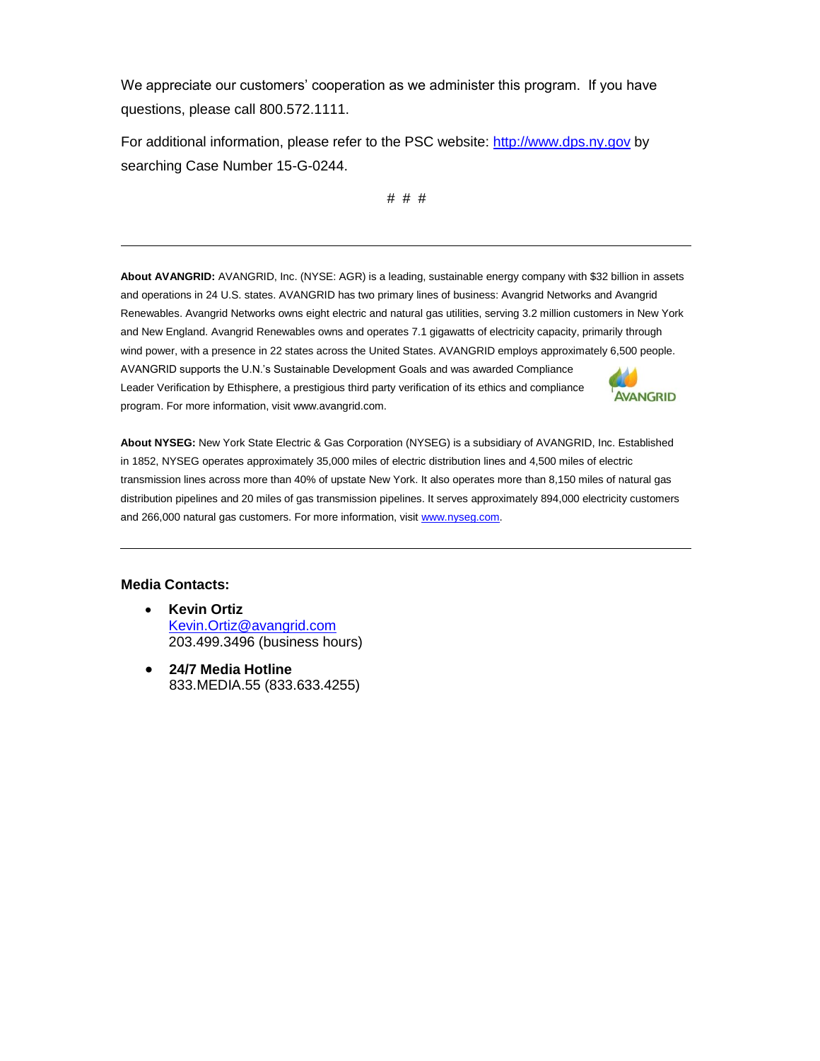We appreciate our customers' cooperation as we administer this program. If you have questions, please call 800.572.1111.

For additional information, please refer to the PSC website: http://www.dps.ny.gov by searching Case Number 15-G-0244.

# # #

---

**About AVANGRID:** AVANGRID, Inc. (NYSE: AGR) is a leading, sustainable energy company with $32 billion in assets and operations in 24 U.S. states. AVANGRID has two primary lines of business: Avangrid Networks and Avangrid Renewables. Avangrid Networks owns eight electric and natural gas utilities, serving 3.2 million customers in New York and New England. Avangrid Renewables owns and operates 7.1 gigawatts of electricity capacity, primarily through wind power, with a presence in 22 states across the United States. AVANGRID employs approximately 6,500 people. AVANGRID supports the U.N.'s Sustainable Development Goals and was awarded Compliance Leader Verification by Ethisphere, a prestigious third party verification of its ethics and compliance program. For more information, visit www.avangrid.com.

**About NYSEG:** New York State Electric & Gas Corporation (NYSEG) is a subsidiary of AVANGRID, Inc. Established in 1852, NYSEG operates approximately 35,000 miles of electric distribution lines and 4,500 miles of electric transmission lines across more than 40% of upstate New York. It also operates more than 8,150 miles of natural gas distribution pipelines and 20 miles of gas transmission pipelines. It serves approximately 894,000 electricity customers and 266,000 natural gas customers. For more information, visit www.nyseg.com.

---

**Media Contacts:**

- **Kevin Ortiz**
  Kevin.Ortiz@avangrid.com
  203.499.3496 (business hours)
- **24/7 Media Hotline**
  833.MEDIA.55 (833.633.4255)